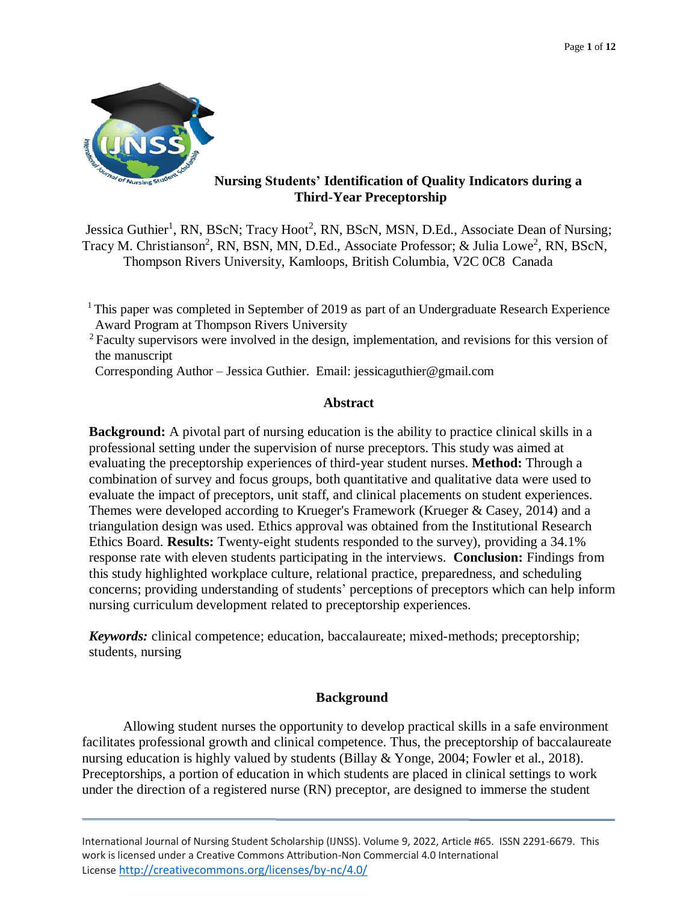# Nursing Students' Identification of Quality Indicators during a Third-Year Preceptorship

Jessica Guthier[1], RN, BScN; Tracy Hoot[2], RN, BScN, MSN, D.Ed., Associate Dean of Nursing; Tracy M. Christianson[2], RN, BSN, MN, D.Ed., Associate Professor; & Julia Lowe[2], RN, BScN, Thompson Rivers University, Kamloops, British Columbia, V2C 0C8 Canada

[1] This paper was completed in September of 2019 as part of an Undergraduate Research Experience Award Program at Thompson Rivers University

[2] Faculty supervisors were involved in the design, implementation, and revisions for this version of the manuscript

Corresponding Author – Jessica Guthier. Email: jessicaguthier@gmail.com

## Abstract

**Background:** A pivotal part of nursing education is the ability to practice clinical skills in a professional setting under the supervision of nurse preceptors. This study was aimed at evaluating the preceptorship experiences of third-year student nurses. **Method:** Through a combination of survey and focus groups, both quantitative and qualitative data were used to evaluate the impact of preceptors, unit staff, and clinical placements on student experiences. Themes were developed according to Krueger's Framework (Krueger & Casey, 2014) and a triangulation design was used. Ethics approval was obtained from the Institutional Research Ethics Board. **Results:** Twenty-eight students responded to the survey), providing a 34.1% response rate with eleven students participating in the interviews. **Conclusion:** Findings from this study highlighted workplace culture, relational practice, preparedness, and scheduling concerns; providing understanding of students' perceptions of preceptors which can help inform nursing curriculum development related to preceptorship experiences.

***Keywords:*** clinical competence; education, baccalaureate; mixed-methods; preceptorship; students, nursing

## Background

Allowing student nurses the opportunity to develop practical skills in a safe environment facilitates professional growth and clinical competence. Thus, the preceptorship of baccalaureate nursing education is highly valued by students (Billay & Yonge, 2004; Fowler et al., 2018). Preceptorships, a portion of education in which students are placed in clinical settings to work under the direction of a registered nurse (RN) preceptor, are designed to immerse the student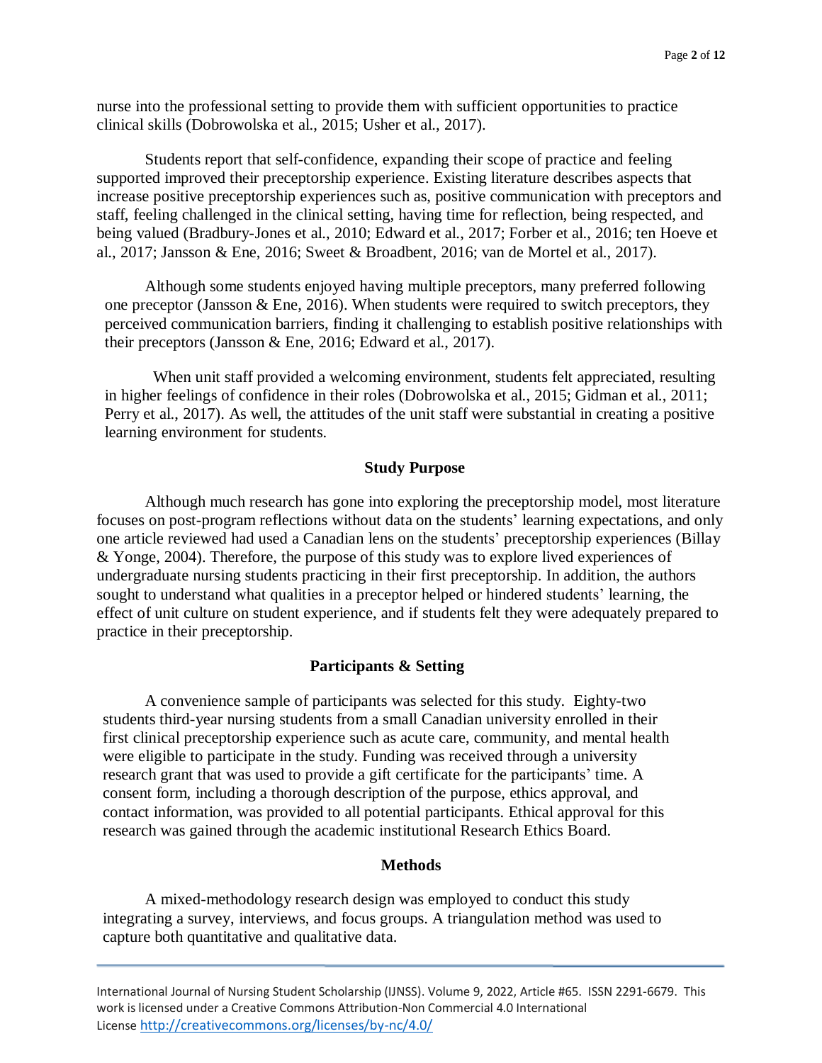nurse into the professional setting to provide them with sufficient opportunities to practice clinical skills (Dobrowolska et al., 2015; Usher et al., 2017).

Students report that self-confidence, expanding their scope of practice and feeling supported improved their preceptorship experience. Existing literature describes aspects that increase positive preceptorship experiences such as, positive communication with preceptors and staff, feeling challenged in the clinical setting, having time for reflection, being respected, and being valued (Bradbury-Jones et al., 2010; Edward et al., 2017; Forber et al., 2016; ten Hoeve et al., 2017; Jansson & Ene, 2016; Sweet & Broadbent, 2016; van de Mortel et al., 2017).

Although some students enjoyed having multiple preceptors, many preferred following one preceptor (Jansson & Ene, 2016). When students were required to switch preceptors, they perceived communication barriers, finding it challenging to establish positive relationships with their preceptors (Jansson & Ene, 2016; Edward et al., 2017).

When unit staff provided a welcoming environment, students felt appreciated, resulting in higher feelings of confidence in their roles (Dobrowolska et al., 2015; Gidman et al., 2011; Perry et al., 2017). As well, the attitudes of the unit staff were substantial in creating a positive learning environment for students.

## Study Purpose

Although much research has gone into exploring the preceptorship model, most literature focuses on post-program reflections without data on the students' learning expectations, and only one article reviewed had used a Canadian lens on the students' preceptorship experiences (Billay & Yonge, 2004). Therefore, the purpose of this study was to explore lived experiences of undergraduate nursing students practicing in their first preceptorship. In addition, the authors sought to understand what qualities in a preceptor helped or hindered students' learning, the effect of unit culture on student experience, and if students felt they were adequately prepared to practice in their preceptorship.

## Participants & Setting

A convenience sample of participants was selected for this study. Eighty-two students third-year nursing students from a small Canadian university enrolled in their first clinical preceptorship experience such as acute care, community, and mental health were eligible to participate in the study. Funding was received through a university research grant that was used to provide a gift certificate for the participants' time. A consent form, including a thorough description of the purpose, ethics approval, and contact information, was provided to all potential participants. Ethical approval for this research was gained through the academic institutional Research Ethics Board.

## Methods

A mixed-methodology research design was employed to conduct this study integrating a survey, interviews, and focus groups. A triangulation method was used to capture both quantitative and qualitative data.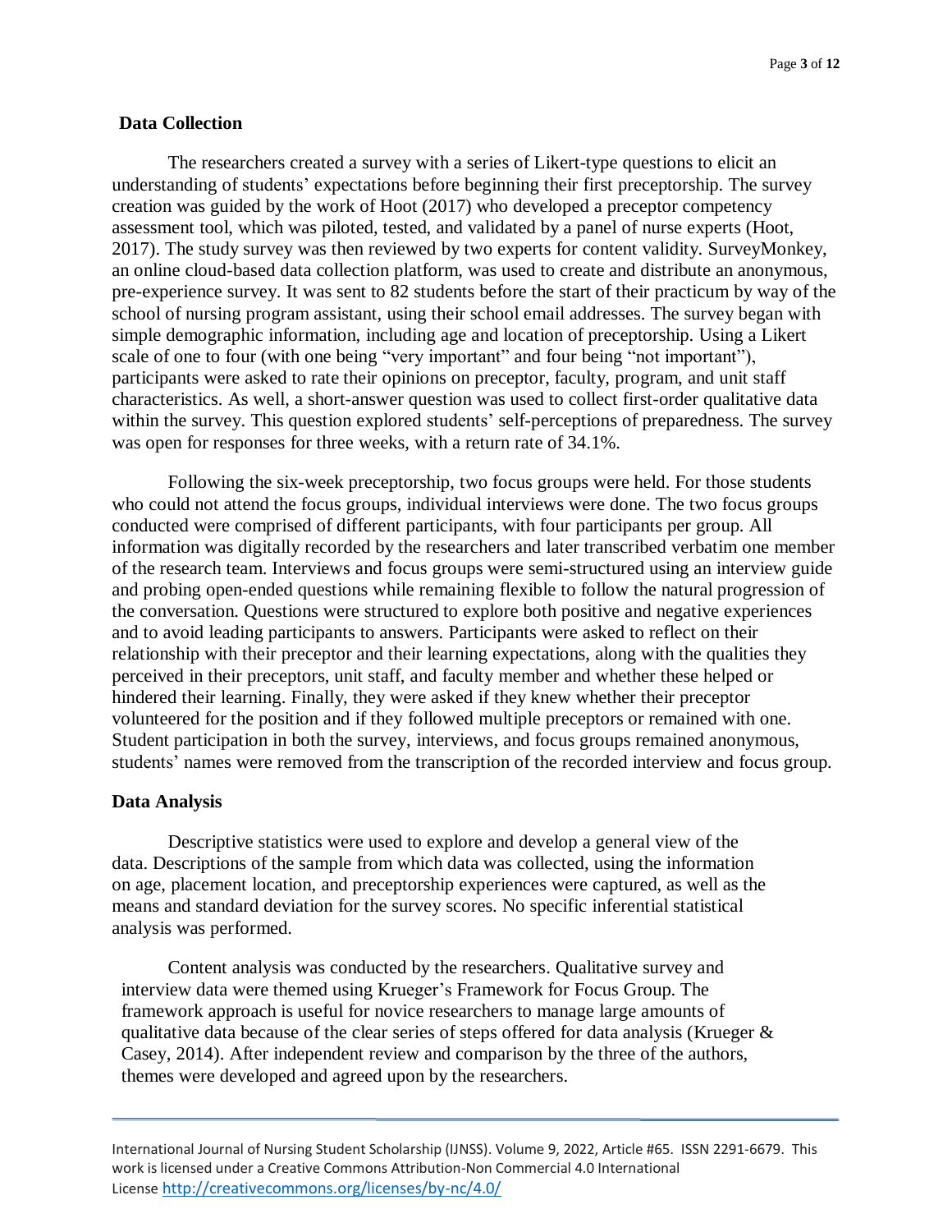## Data Collection

The researchers created a survey with a series of Likert-type questions to elicit an understanding of students' expectations before beginning their first preceptorship. The survey creation was guided by the work of Hoot (2017) who developed a preceptor competency assessment tool, which was piloted, tested, and validated by a panel of nurse experts (Hoot, 2017). The study survey was then reviewed by two experts for content validity. SurveyMonkey, an online cloud-based data collection platform, was used to create and distribute an anonymous, pre-experience survey. It was sent to 82 students before the start of their practicum by way of the school of nursing program assistant, using their school email addresses. The survey began with simple demographic information, including age and location of preceptorship. Using a Likert scale of one to four (with one being "very important" and four being "not important"), participants were asked to rate their opinions on preceptor, faculty, program, and unit staff characteristics. As well, a short-answer question was used to collect first-order qualitative data within the survey. This question explored students' self-perceptions of preparedness. The survey was open for responses for three weeks, with a return rate of 34.1%.

Following the six-week preceptorship, two focus groups were held. For those students who could not attend the focus groups, individual interviews were done. The two focus groups conducted were comprised of different participants, with four participants per group. All information was digitally recorded by the researchers and later transcribed verbatim one member of the research team. Interviews and focus groups were semi-structured using an interview guide and probing open-ended questions while remaining flexible to follow the natural progression of the conversation. Questions were structured to explore both positive and negative experiences and to avoid leading participants to answers. Participants were asked to reflect on their relationship with their preceptor and their learning expectations, along with the qualities they perceived in their preceptors, unit staff, and faculty member and whether these helped or hindered their learning. Finally, they were asked if they knew whether their preceptor volunteered for the position and if they followed multiple preceptors or remained with one. Student participation in both the survey, interviews, and focus groups remained anonymous, students' names were removed from the transcription of the recorded interview and focus group.

## Data Analysis

Descriptive statistics were used to explore and develop a general view of the data. Descriptions of the sample from which data was collected, using the information on age, placement location, and preceptorship experiences were captured, as well as the means and standard deviation for the survey scores. No specific inferential statistical analysis was performed.

Content analysis was conducted by the researchers. Qualitative survey and interview data were themed using Krueger's Framework for Focus Group. The framework approach is useful for novice researchers to manage large amounts of qualitative data because of the clear series of steps offered for data analysis (Krueger & Casey, 2014). After independent review and comparison by the three of the authors, themes were developed and agreed upon by the researchers.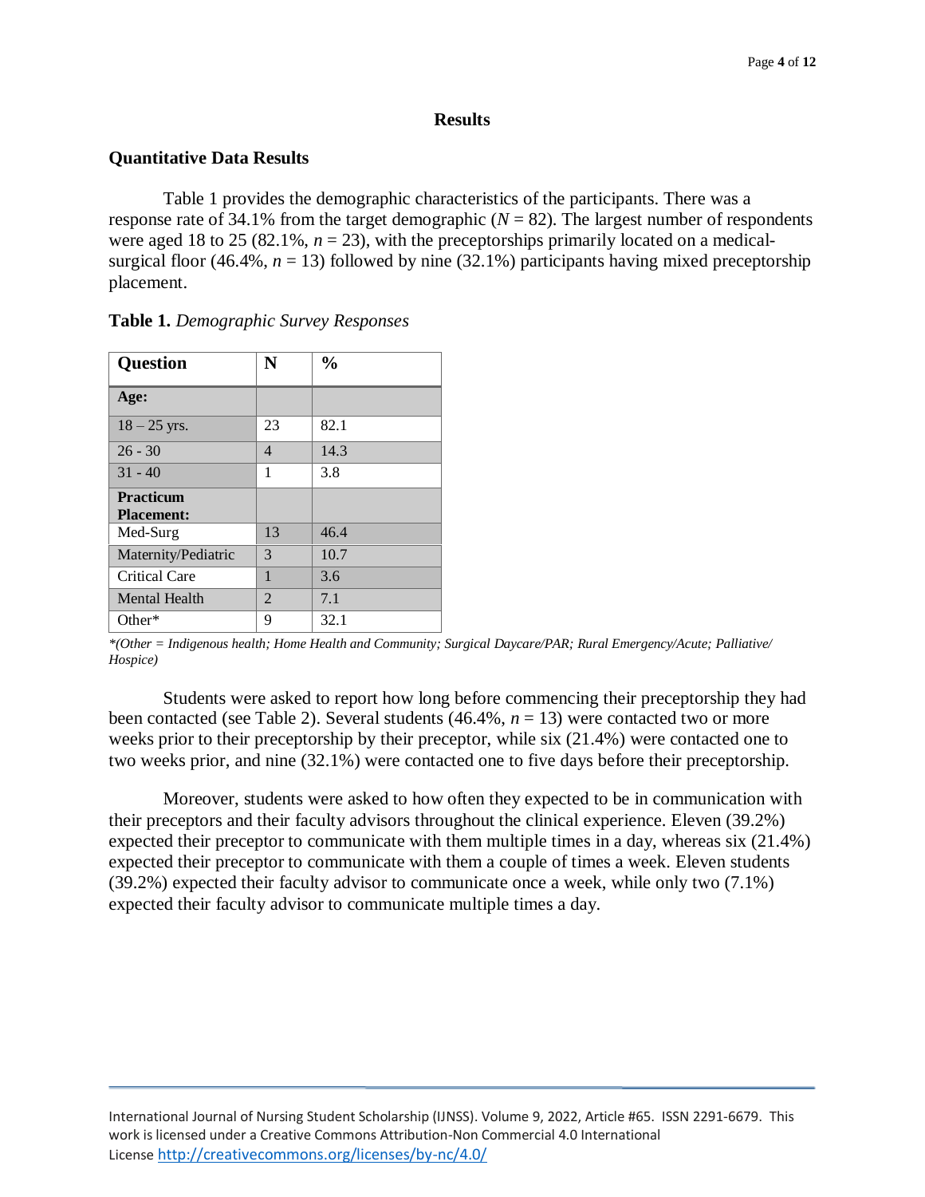# Results

## Quantitative Data Results

Table 1 provides the demographic characteristics of the participants. There was a response rate of 34.1% from the target demographic ($N$ = 82). The largest number of respondents were aged 18 to 25 (82.1%, $n$ = 23), with the preceptorships primarily located on a medical-surgical floor (46.4%, $n$ = 13) followed by nine (32.1%) participants having mixed preceptorship placement.

**Table 1.** *Demographic Survey Responses*

| Question | N | % |
|---|---|---|
| **Age:** | | |
| 18 – 25 yrs. | 23 | 82.1 |
| 26 - 30 | 4 | 14.3 |
| 31 - 40 | 1 | 3.8 |
| **Practicum Placement:** | | |
| Med-Surg | 13 | 46.4 |
| Maternity/Pediatric | 3 | 10.7 |
| Critical Care | 1 | 3.6 |
| Mental Health | 2 | 7.1 |
| Other* | 9 | 32.1 |

*\*(Other = Indigenous health; Home Health and Community; Surgical Daycare/PAR; Rural Emergency/Acute; Palliative/ Hospice)*

Students were asked to report how long before commencing their preceptorship they had been contacted (see Table 2). Several students (46.4%, $n$ = 13) were contacted two or more weeks prior to their preceptorship by their preceptor, while six (21.4%) were contacted one to two weeks prior, and nine (32.1%) were contacted one to five days before their preceptorship.

Moreover, students were asked to how often they expected to be in communication with their preceptors and their faculty advisors throughout the clinical experience. Eleven (39.2%) expected their preceptor to communicate with them multiple times in a day, whereas six (21.4%) expected their preceptor to communicate with them a couple of times a week. Eleven students (39.2%) expected their faculty advisor to communicate once a week, while only two (7.1%) expected their faculty advisor to communicate multiple times a day.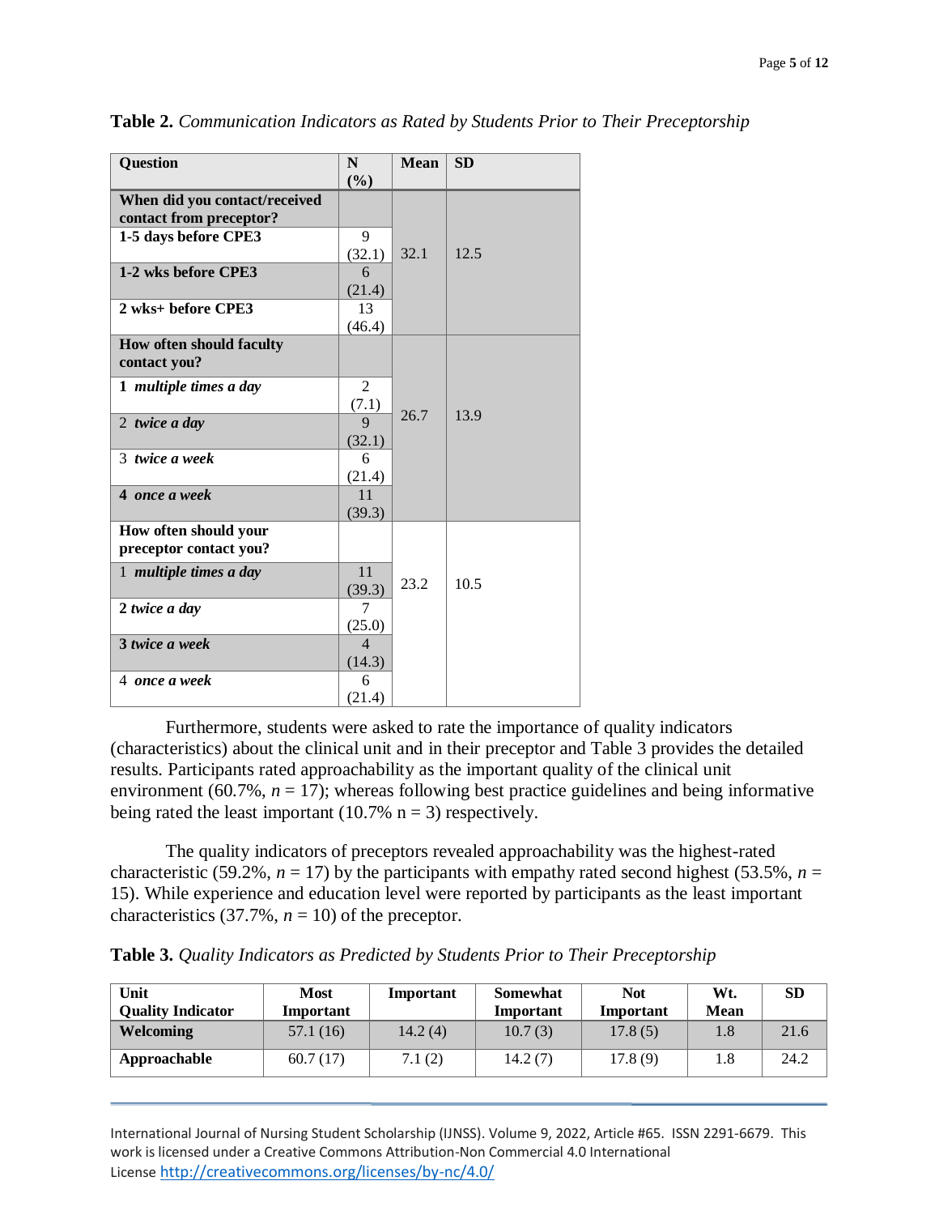**Table 2.** *Communication Indicators as Rated by Students Prior to Their Preceptorship*

| Question | N (%) | Mean | SD |
|---|---|---|---|
| **When did you contact/received contact from preceptor?** | | 32.1 | 12.5 |
| **1-5 days before CPE3** | 9 (32.1) | | |
| **1-2 wks before CPE3** | 6 (21.4) | | |
| **2 wks+ before CPE3** | 13 (46.4) | | |
| **How often should faculty contact you?** | | 26.7 | 13.9 |
| **1** ***multiple times a day*** | 2 (7.1) | | |
| 2 ***twice a day*** | 9 (32.1) | | |
| 3 ***twice a week*** | 6 (21.4) | | |
| **4** ***once a week*** | 11 (39.3) | | |
| **How often should your preceptor contact you?** | | 23.2 | 10.5 |
| 1 ***multiple times a day*** | 11 (39.3) | | |
| **2** ***twice a day*** | 7 (25.0) | | |
| **3** ***twice a week*** | 4 (14.3) | | |
| 4 ***once a week*** | 6 (21.4) | | |

Furthermore, students were asked to rate the importance of quality indicators (characteristics) about the clinical unit and in their preceptor and Table 3 provides the detailed results. Participants rated approachability as the important quality of the clinical unit environment (60.7%, *n* = 17); whereas following best practice guidelines and being informative being rated the least important (10.7% n = 3) respectively.

The quality indicators of preceptors revealed approachability was the highest-rated characteristic (59.2%, *n* = 17) by the participants with empathy rated second highest (53.5%, *n* = 15). While experience and education level were reported by participants as the least important characteristics (37.7%, *n* = 10) of the preceptor.

**Table 3.** *Quality Indicators as Predicted by Students Prior to Their Preceptorship*

| Unit Quality Indicator | Most Important | Important | Somewhat Important | Not Important | Wt. Mean | SD |
|---|---|---|---|---|---|---|
| **Welcoming** | 57.1 (16) | 14.2 (4) | 10.7 (3) | 17.8 (5) | 1.8 | 21.6 |
| **Approachable** | 60.7 (17) | 7.1 (2) | 14.2 (7) | 17.8 (9) | 1.8 | 24.2 |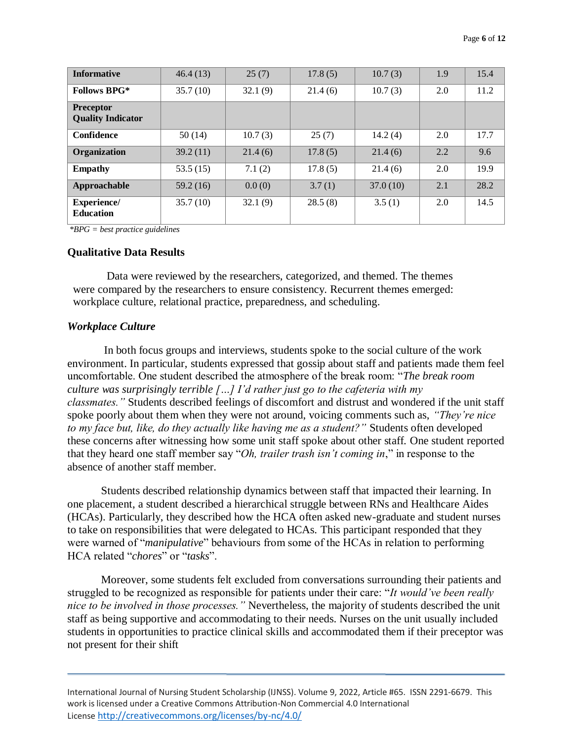| | | | | | | |
|---|---|---|---|---|---|---|
| **Informative** | 46.4 (13) | 25 (7) | 17.8 (5) | 10.7 (3) | 1.9 | 15.4 |
| **Follows BPG*** | 35.7 (10) | 32.1 (9) | 21.4 (6) | 10.7 (3) | 2.0 | 11.2 |
| **Preceptor Quality Indicator** | | | | | | |
| **Confidence** | 50 (14) | 10.7 (3) | 25 (7) | 14.2 (4) | 2.0 | 17.7 |
| **Organization** | 39.2 (11) | 21.4 (6) | 17.8 (5) | 21.4 (6) | 2.2 | 9.6 |
| **Empathy** | 53.5 (15) | 7.1 (2) | 17.8 (5) | 21.4 (6) | 2.0 | 19.9 |
| **Approachable** | 59.2 (16) | 0.0 (0) | 3.7 (1) | 37.0 (10) | 2.1 | 28.2 |
| **Experience/ Education** | 35.7 (10) | 32.1 (9) | 28.5 (8) | 3.5 (1) | 2.0 | 14.5 |

*\*BPG = best practice guidelines*

## Qualitative Data Results

Data were reviewed by the researchers, categorized, and themed. The themes were compared by the researchers to ensure consistency. Recurrent themes emerged: workplace culture, relational practice, preparedness, and scheduling.

### *Workplace Culture*

In both focus groups and interviews, students spoke to the social culture of the work environment. In particular, students expressed that gossip about staff and patients made them feel uncomfortable. One student described the atmosphere of the break room: "*The break room culture was surprisingly terrible […] I'd rather just go to the cafeteria with my classmates."* Students described feelings of discomfort and distrust and wondered if the unit staff spoke poorly about them when they were not around, voicing comments such as, *"They're nice to my face but, like, do they actually like having me as a student?"* Students often developed these concerns after witnessing how some unit staff spoke about other staff. One student reported that they heard one staff member say "*Oh, trailer trash isn't coming in*," in response to the absence of another staff member.

Students described relationship dynamics between staff that impacted their learning. In one placement, a student described a hierarchical struggle between RNs and Healthcare Aides (HCAs). Particularly, they described how the HCA often asked new-graduate and student nurses to take on responsibilities that were delegated to HCAs. This participant responded that they were warned of "*manipulative*" behaviours from some of the HCAs in relation to performing HCA related "*chores*" or "*tasks*".

Moreover, some students felt excluded from conversations surrounding their patients and struggled to be recognized as responsible for patients under their care: "*It would've been really nice to be involved in those processes."* Nevertheless, the majority of students described the unit staff as being supportive and accommodating to their needs. Nurses on the unit usually included students in opportunities to practice clinical skills and accommodated them if their preceptor was not present for their shift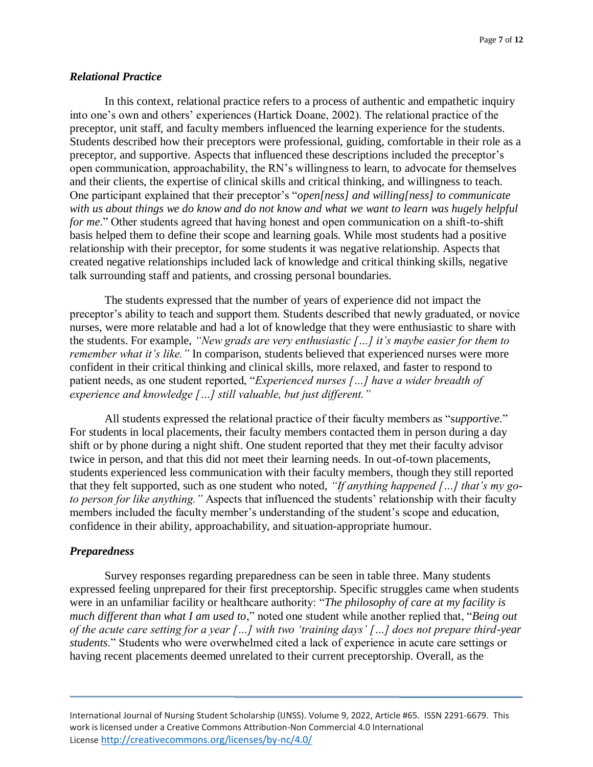### *Relational Practice*

In this context, relational practice refers to a process of authentic and empathetic inquiry into one's own and others' experiences (Hartick Doane, 2002). The relational practice of the preceptor, unit staff, and faculty members influenced the learning experience for the students. Students described how their preceptors were professional, guiding, comfortable in their role as a preceptor, and supportive. Aspects that influenced these descriptions included the preceptor's open communication, approachability, the RN's willingness to learn, to advocate for themselves and their clients, the expertise of clinical skills and critical thinking, and willingness to teach. One participant explained that their preceptor's "*open[ness] and willing[ness] to communicate with us about things we do know and do not know and what we want to learn was hugely helpful for me*." Other students agreed that having honest and open communication on a shift-to-shift basis helped them to define their scope and learning goals. While most students had a positive relationship with their preceptor, for some students it was negative relationship. Aspects that created negative relationships included lack of knowledge and critical thinking skills, negative talk surrounding staff and patients, and crossing personal boundaries.

The students expressed that the number of years of experience did not impact the preceptor's ability to teach and support them. Students described that newly graduated, or novice nurses, were more relatable and had a lot of knowledge that they were enthusiastic to share with the students. For example, *"New grads are very enthusiastic […] it's maybe easier for them to remember what it's like."* In comparison, students believed that experienced nurses were more confident in their critical thinking and clinical skills, more relaxed, and faster to respond to patient needs, as one student reported, "*Experienced nurses […] have a wider breadth of experience and knowledge […] still valuable, but just different."*

All students expressed the relational practice of their faculty members as "s*upportive*." For students in local placements, their faculty members contacted them in person during a day shift or by phone during a night shift. One student reported that they met their faculty advisor twice in person, and that this did not meet their learning needs. In out-of-town placements, students experienced less communication with their faculty members, though they still reported that they felt supported, such as one student who noted, *"If anything happened […] that's my go-to person for like anything."* Aspects that influenced the students' relationship with their faculty members included the faculty member's understanding of the student's scope and education, confidence in their ability, approachability, and situation-appropriate humour.

### *Preparedness*

Survey responses regarding preparedness can be seen in table three. Many students expressed feeling unprepared for their first preceptorship. Specific struggles came when students were in an unfamiliar facility or healthcare authority: "*The philosophy of care at my facility is much different than what I am used to*," noted one student while another replied that, "*Being out of the acute care setting for a year […] with two 'training days' […] does not prepare third-year students*." Students who were overwhelmed cited a lack of experience in acute care settings or having recent placements deemed unrelated to their current preceptorship. Overall, as the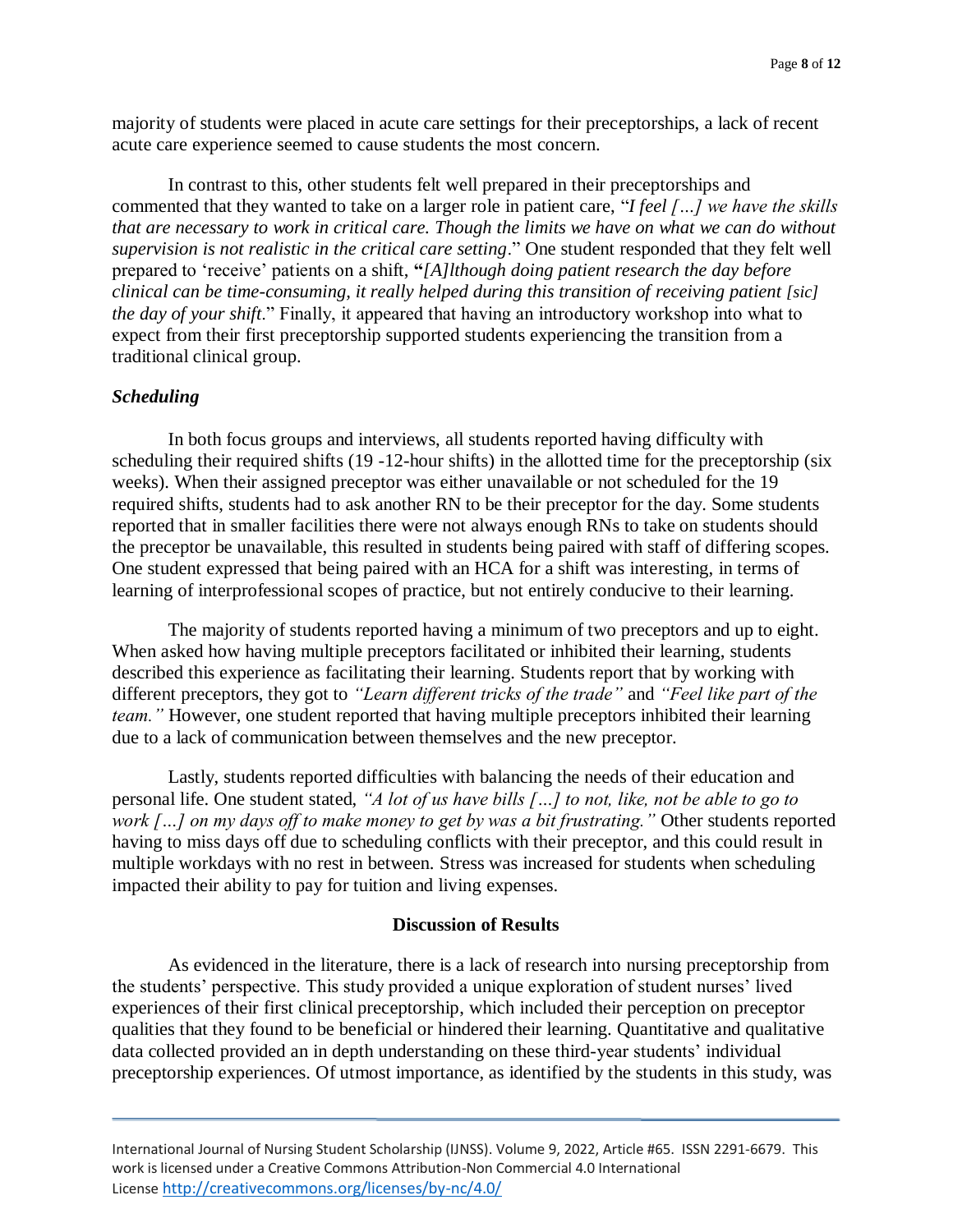majority of students were placed in acute care settings for their preceptorships, a lack of recent acute care experience seemed to cause students the most concern.

In contrast to this, other students felt well prepared in their preceptorships and commented that they wanted to take on a larger role in patient care, "*I feel […] we have the skills that are necessary to work in critical care. Though the limits we have on what we can do without supervision is not realistic in the critical care setting*." One student responded that they felt well prepared to 'receive' patients on a shift, **"***[A]lthough doing patient research the day before clinical can be time-consuming, it really helped during this transition of receiving patient [sic] the day of your shift*." Finally, it appeared that having an introductory workshop into what to expect from their first preceptorship supported students experiencing the transition from a traditional clinical group.

### *Scheduling*

In both focus groups and interviews, all students reported having difficulty with scheduling their required shifts (19 -12-hour shifts) in the allotted time for the preceptorship (six weeks). When their assigned preceptor was either unavailable or not scheduled for the 19 required shifts, students had to ask another RN to be their preceptor for the day. Some students reported that in smaller facilities there were not always enough RNs to take on students should the preceptor be unavailable, this resulted in students being paired with staff of differing scopes. One student expressed that being paired with an HCA for a shift was interesting, in terms of learning of interprofessional scopes of practice, but not entirely conducive to their learning.

The majority of students reported having a minimum of two preceptors and up to eight. When asked how having multiple preceptors facilitated or inhibited their learning, students described this experience as facilitating their learning. Students report that by working with different preceptors, they got to *"Learn different tricks of the trade"* and *"Feel like part of the team."* However, one student reported that having multiple preceptors inhibited their learning due to a lack of communication between themselves and the new preceptor.

Lastly, students reported difficulties with balancing the needs of their education and personal life. One student stated, *"A lot of us have bills […] to not, like, not be able to go to work […] on my days off to make money to get by was a bit frustrating."* Other students reported having to miss days off due to scheduling conflicts with their preceptor, and this could result in multiple workdays with no rest in between. Stress was increased for students when scheduling impacted their ability to pay for tuition and living expenses.

## Discussion of Results

As evidenced in the literature, there is a lack of research into nursing preceptorship from the students' perspective. This study provided a unique exploration of student nurses' lived experiences of their first clinical preceptorship, which included their perception on preceptor qualities that they found to be beneficial or hindered their learning. Quantitative and qualitative data collected provided an in depth understanding on these third-year students' individual preceptorship experiences. Of utmost importance, as identified by the students in this study, was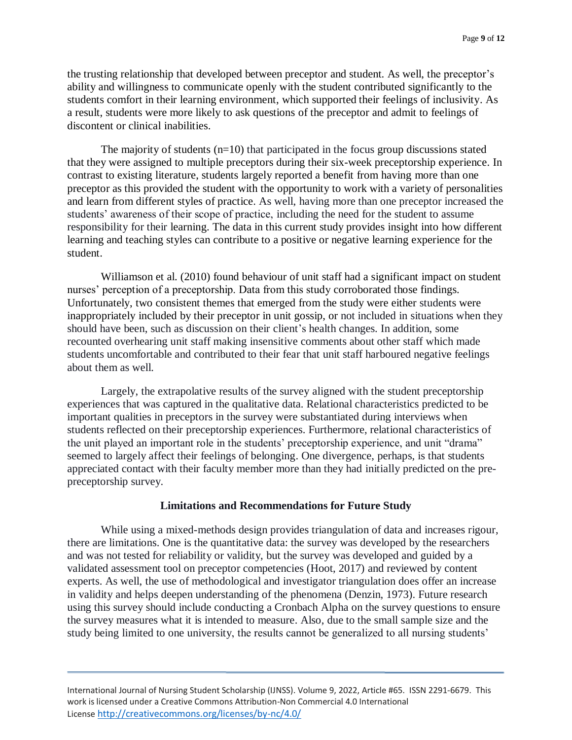the trusting relationship that developed between preceptor and student. As well, the preceptor's ability and willingness to communicate openly with the student contributed significantly to the students comfort in their learning environment, which supported their feelings of inclusivity. As a result, students were more likely to ask questions of the preceptor and admit to feelings of discontent or clinical inabilities.

The majority of students (n=10) that participated in the focus group discussions stated that they were assigned to multiple preceptors during their six-week preceptorship experience. In contrast to existing literature, students largely reported a benefit from having more than one preceptor as this provided the student with the opportunity to work with a variety of personalities and learn from different styles of practice. As well, having more than one preceptor increased the students' awareness of their scope of practice, including the need for the student to assume responsibility for their learning. The data in this current study provides insight into how different learning and teaching styles can contribute to a positive or negative learning experience for the student.

Williamson et al. (2010) found behaviour of unit staff had a significant impact on student nurses' perception of a preceptorship. Data from this study corroborated those findings. Unfortunately, two consistent themes that emerged from the study were either students were inappropriately included by their preceptor in unit gossip, or not included in situations when they should have been, such as discussion on their client's health changes. In addition, some recounted overhearing unit staff making insensitive comments about other staff which made students uncomfortable and contributed to their fear that unit staff harboured negative feelings about them as well.

Largely, the extrapolative results of the survey aligned with the student preceptorship experiences that was captured in the qualitative data. Relational characteristics predicted to be important qualities in preceptors in the survey were substantiated during interviews when students reflected on their preceptorship experiences. Furthermore, relational characteristics of the unit played an important role in the students' preceptorship experience, and unit "drama" seemed to largely affect their feelings of belonging. One divergence, perhaps, is that students appreciated contact with their faculty member more than they had initially predicted on the pre-preceptorship survey.

## Limitations and Recommendations for Future Study

While using a mixed-methods design provides triangulation of data and increases rigour, there are limitations. One is the quantitative data: the survey was developed by the researchers and was not tested for reliability or validity, but the survey was developed and guided by a validated assessment tool on preceptor competencies (Hoot, 2017) and reviewed by content experts. As well, the use of methodological and investigator triangulation does offer an increase in validity and helps deepen understanding of the phenomena (Denzin, 1973). Future research using this survey should include conducting a Cronbach Alpha on the survey questions to ensure the survey measures what it is intended to measure. Also, due to the small sample size and the study being limited to one university, the results cannot be generalized to all nursing students'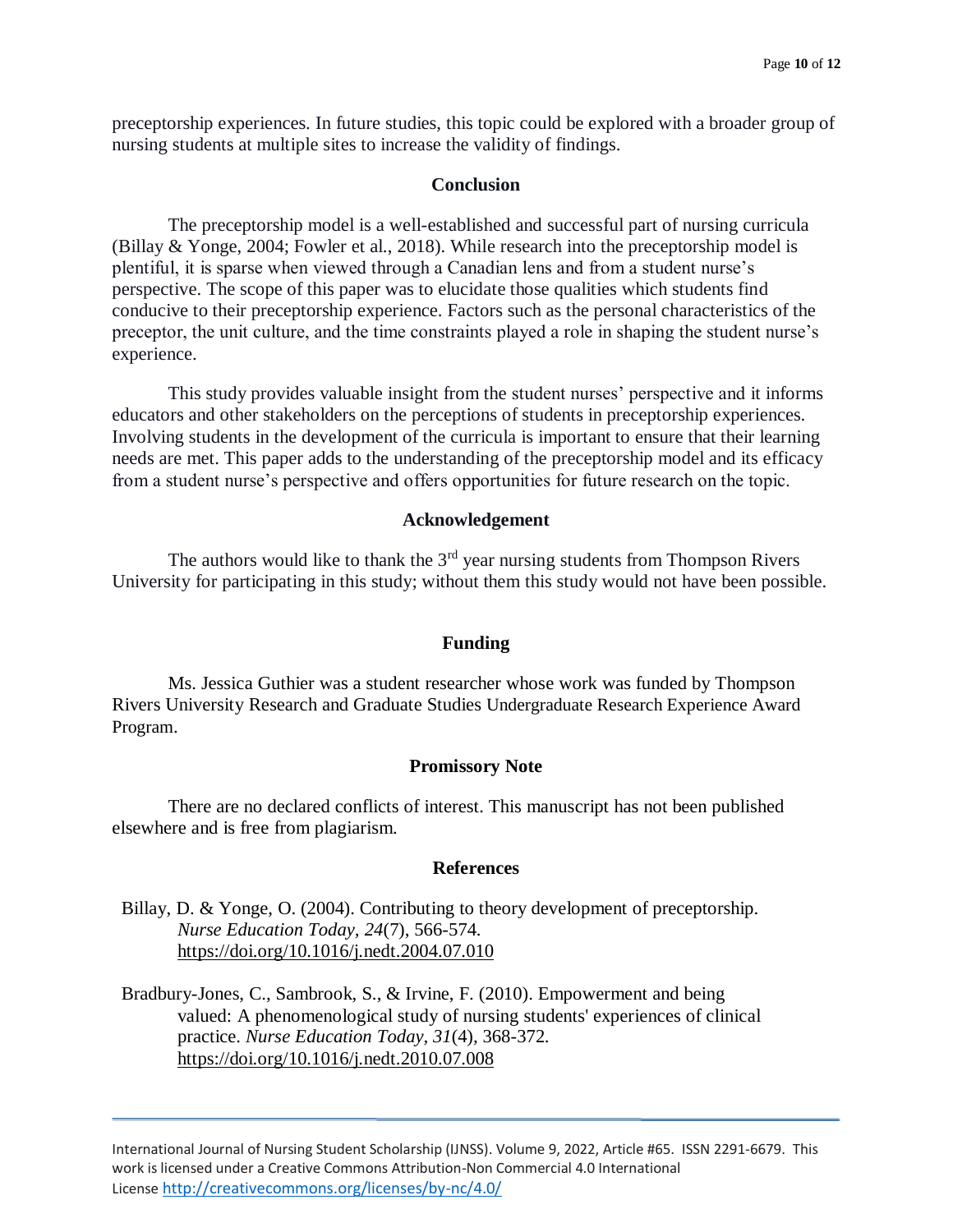preceptorship experiences. In future studies, this topic could be explored with a broader group of nursing students at multiple sites to increase the validity of findings.

## Conclusion

The preceptorship model is a well-established and successful part of nursing curricula (Billay & Yonge, 2004; Fowler et al., 2018). While research into the preceptorship model is plentiful, it is sparse when viewed through a Canadian lens and from a student nurse's perspective. The scope of this paper was to elucidate those qualities which students find conducive to their preceptorship experience. Factors such as the personal characteristics of the preceptor, the unit culture, and the time constraints played a role in shaping the student nurse's experience.

This study provides valuable insight from the student nurses' perspective and it informs educators and other stakeholders on the perceptions of students in preceptorship experiences. Involving students in the development of the curricula is important to ensure that their learning needs are met. This paper adds to the understanding of the preceptorship model and its efficacy from a student nurse's perspective and offers opportunities for future research on the topic.

## Acknowledgement

The authors would like to thank the 3rd year nursing students from Thompson Rivers University for participating in this study; without them this study would not have been possible.

## Funding

Ms. Jessica Guthier was a student researcher whose work was funded by Thompson Rivers University Research and Graduate Studies Undergraduate Research Experience Award Program.

## Promissory Note

There are no declared conflicts of interest. This manuscript has not been published elsewhere and is free from plagiarism.

## References

Billay, D. & Yonge, O. (2004). Contributing to theory development of preceptorship. *Nurse Education Today*, *24*(7), 566-574. https://doi.org/10.1016/j.nedt.2004.07.010

Bradbury-Jones, C., Sambrook, S., & Irvine, F. (2010). Empowerment and being valued: A phenomenological study of nursing students' experiences of clinical practice. *Nurse Education Today*, *31*(4), 368-372. https://doi.org/10.1016/j.nedt.2010.07.008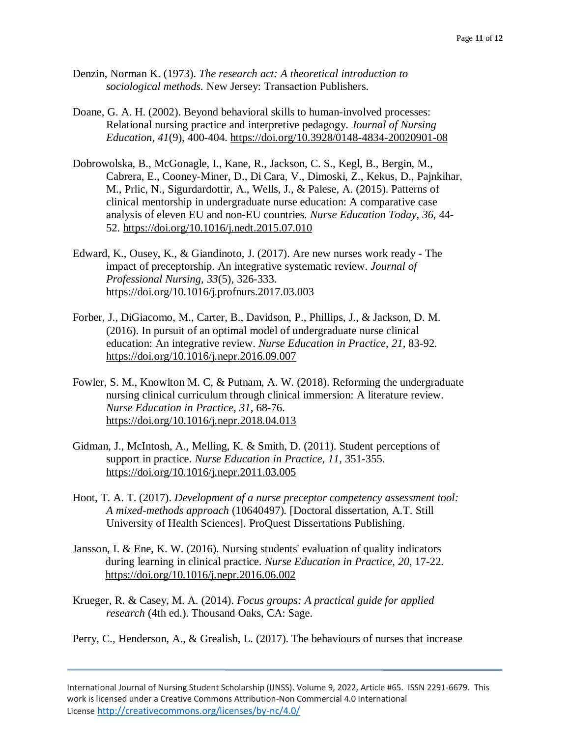Denzin, Norman K. (1973). *The research act: A theoretical introduction to sociological methods.* New Jersey: Transaction Publishers.

Doane, G. A. H. (2002). Beyond behavioral skills to human-involved processes: Relational nursing practice and interpretive pedagogy. *Journal of Nursing Education, 41*(9), 400-404. https://doi.org/10.3928/0148-4834-20020901-08

Dobrowolska, B., McGonagle, I., Kane, R., Jackson, C. S., Kegl, B., Bergin, M., Cabrera, E., Cooney-Miner, D., Di Cara, V., Dimoski, Z., Kekus, D., Pajnkihar, M., Prlic, N., Sigurdardottir, A., Wells, J., & Palese, A. (2015). Patterns of clinical mentorship in undergraduate nurse education: A comparative case analysis of eleven EU and non-EU countries. *Nurse Education Today, 36*, 44-52. https://doi.org/10.1016/j.nedt.2015.07.010

Edward, K., Ousey, K., & Giandinoto, J. (2017). Are new nurses work ready - The impact of preceptorship. An integrative systematic review. *Journal of Professional Nursing, 33*(5), 326-333. https://doi.org/10.1016/j.profnurs.2017.03.003

Forber, J., DiGiacomo, M., Carter, B., Davidson, P., Phillips, J., & Jackson, D. M. (2016). In pursuit of an optimal model of undergraduate nurse clinical education: An integrative review. *Nurse Education in Practice, 21*, 83-92. https://doi.org/10.1016/j.nepr.2016.09.007

Fowler, S. M., Knowlton M. C, & Putnam, A. W. (2018). Reforming the undergraduate nursing clinical curriculum through clinical immersion: A literature review. *Nurse Education in Practice, 31*, 68-76. https://doi.org/10.1016/j.nepr.2018.04.013

Gidman, J., McIntosh, A., Melling, K. & Smith, D. (2011). Student perceptions of support in practice. *Nurse Education in Practice, 11*, 351-355. https://doi.org/10.1016/j.nepr.2011.03.005

Hoot, T. A. T. (2017). *Development of a nurse preceptor competency assessment tool: A mixed-methods approach* (10640497). [Doctoral dissertation, A.T. Still University of Health Sciences]. ProQuest Dissertations Publishing.

Jansson, I. & Ene, K. W. (2016). Nursing students' evaluation of quality indicators during learning in clinical practice. *Nurse Education in Practice, 20*, 17-22. https://doi.org/10.1016/j.nepr.2016.06.002

Krueger, R. & Casey, M. A. (2014). *Focus groups: A practical guide for applied research* (4th ed.). Thousand Oaks, CA: Sage.

Perry, C., Henderson, A., & Grealish, L. (2017). The behaviours of nurses that increase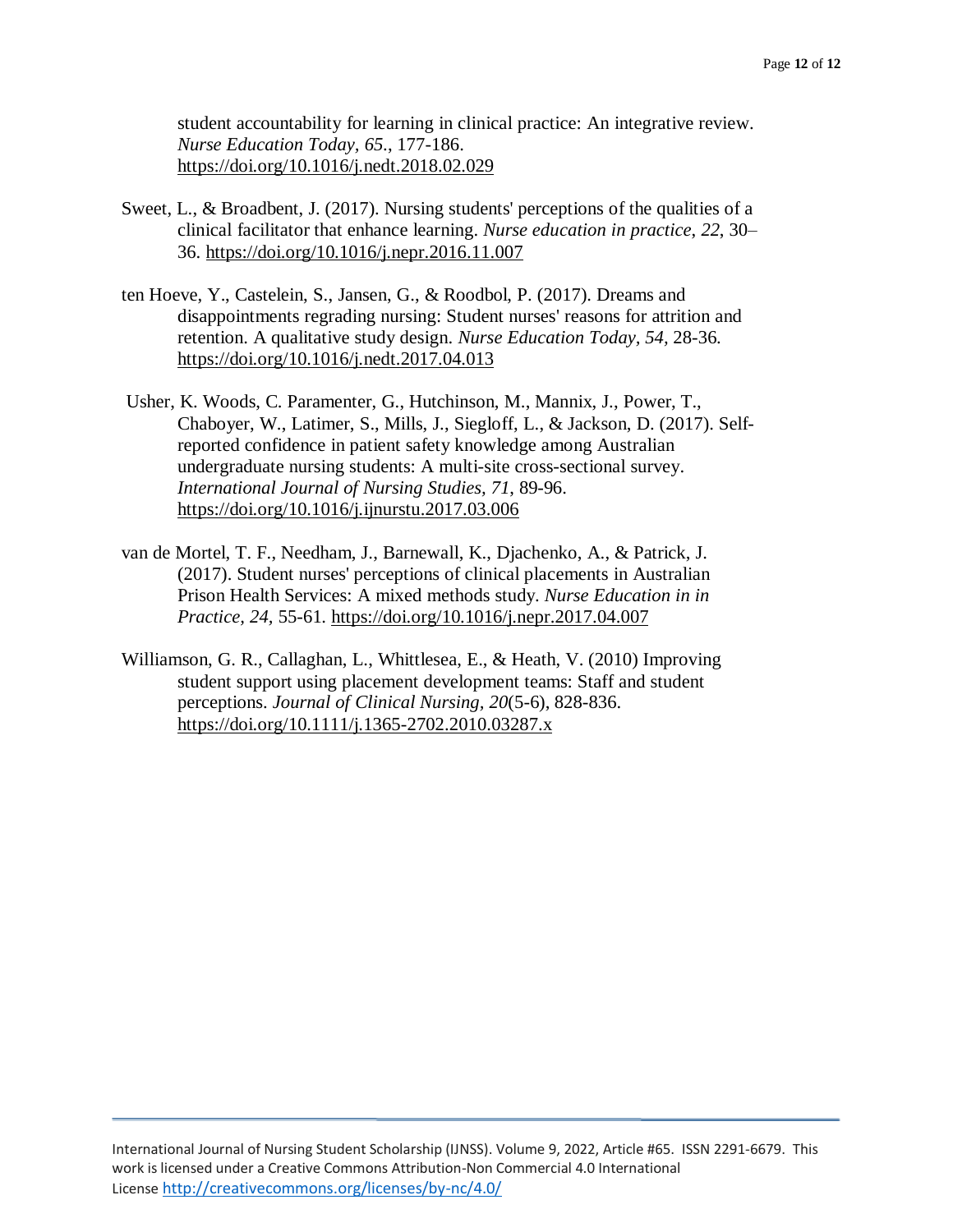student accountability for learning in clinical practice: An integrative review. *Nurse Education Today, 65.*, 177-186. https://doi.org/10.1016/j.nedt.2018.02.029

Sweet, L., & Broadbent, J. (2017). Nursing students' perceptions of the qualities of a clinical facilitator that enhance learning. *Nurse education in practice*, *22*, 30–36. https://doi.org/10.1016/j.nepr.2016.11.007

ten Hoeve, Y., Castelein, S., Jansen, G., & Roodbol, P. (2017). Dreams and disappointments regrading nursing: Student nurses' reasons for attrition and retention. A qualitative study design. *Nurse Education Today*, *54*, 28-36. https://doi.org/10.1016/j.nedt.2017.04.013

Usher, K. Woods, C. Paramenter, G., Hutchinson, M., Mannix, J., Power, T., Chaboyer, W., Latimer, S., Mills, J., Siegloff, L., & Jackson, D. (2017). Self-reported confidence in patient safety knowledge among Australian undergraduate nursing students: A multi-site cross-sectional survey. *International Journal of Nursing Studies, 71*, 89-96. https://doi.org/10.1016/j.ijnurstu.2017.03.006

van de Mortel, T. F., Needham, J., Barnewall, K., Djachenko, A., & Patrick, J. (2017). Student nurses' perceptions of clinical placements in Australian Prison Health Services: A mixed methods study. *Nurse Education in in Practice, 24,* 55-61. https://doi.org/10.1016/j.nepr.2017.04.007

Williamson, G. R., Callaghan, L., Whittlesea, E., & Heath, V. (2010) Improving student support using placement development teams: Staff and student perceptions. *Journal of Clinical Nursing, 20*(5-6), 828-836. https://doi.org/10.1111/j.1365-2702.2010.03287.x